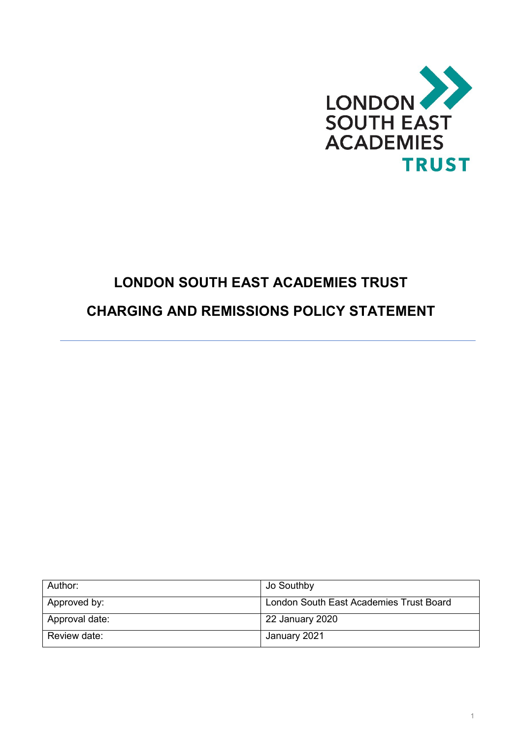LONDON SOUTH EAST ACADEMIES TRUST

# LONDON SOUTH EAST ACADEMIES TRUST

# CHARGING AND REMISSIONS POLICY STATEMENT

---

| Author: | Jo Southby |
|---|---|
| Approved by: | London South East Academies Trust Board |
| Approval date: | 22 January 2020 |
| Review date: | January 2021 |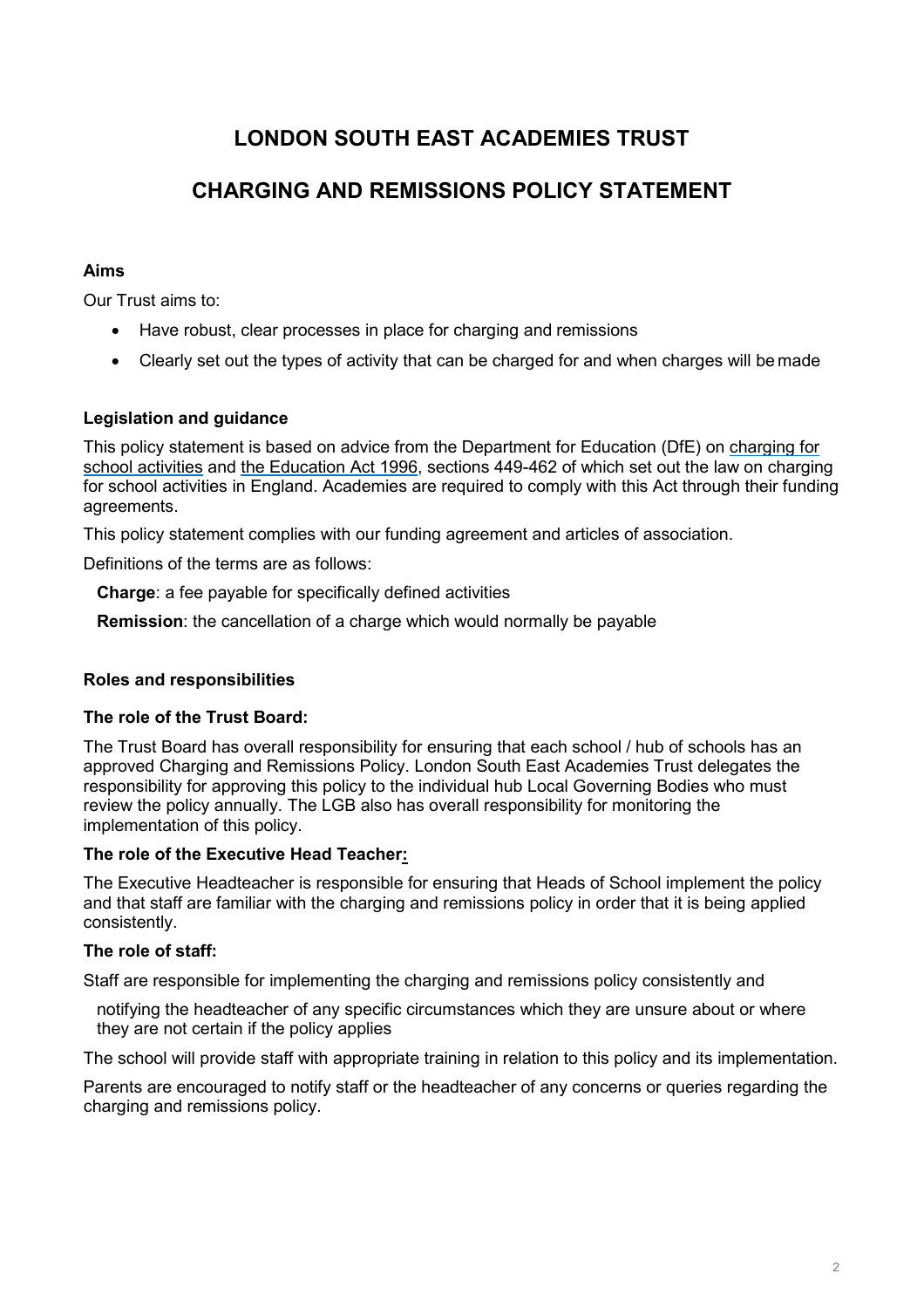# LONDON SOUTH EAST ACADEMIES TRUST

# CHARGING AND REMISSIONS POLICY STATEMENT

### Aims

Our Trust aims to:

- Have robust, clear processes in place for charging and remissions
- Clearly set out the types of activity that can be charged for and when charges will be made

### Legislation and guidance

This policy statement is based on advice from the Department for Education (DfE) on charging for school activities and the Education Act 1996, sections 449-462 of which set out the law on charging for school activities in England. Academies are required to comply with this Act through their funding agreements.

This policy statement complies with our funding agreement and articles of association.

Definitions of the terms are as follows:

**Charge**: a fee payable for specifically defined activities

**Remission**: the cancellation of a charge which would normally be payable

### Roles and responsibilities

#### The role of the Trust Board:

The Trust Board has overall responsibility for ensuring that each school / hub of schools has an approved Charging and Remissions Policy. London South East Academies Trust delegates the responsibility for approving this policy to the individual hub Local Governing Bodies who must review the policy annually. The LGB also has overall responsibility for monitoring the implementation of this policy.

#### The role of the Executive Head Teacher:

The Executive Headteacher is responsible for ensuring that Heads of School implement the policy and that staff are familiar with the charging and remissions policy in order that it is being applied consistently.

#### The role of staff:

Staff are responsible for implementing the charging and remissions policy consistently and

notifying the headteacher of any specific circumstances which they are unsure about or where they are not certain if the policy applies

The school will provide staff with appropriate training in relation to this policy and its implementation.

Parents are encouraged to notify staff or the headteacher of any concerns or queries regarding the charging and remissions policy.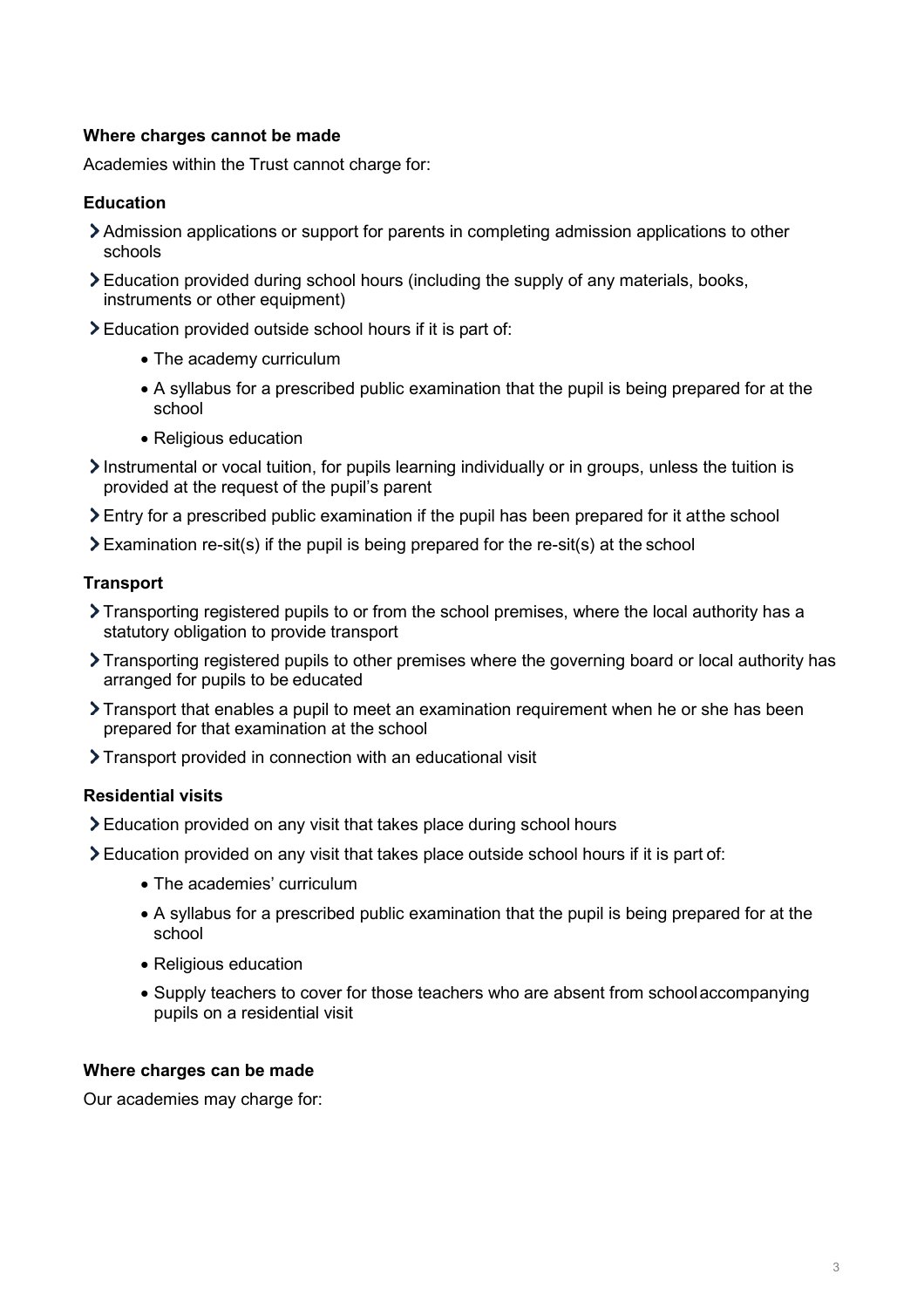**Where charges cannot be made**

Academies within the Trust cannot charge for:

**Education**

- Admission applications or support for parents in completing admission applications to other schools
- Education provided during school hours (including the supply of any materials, books, instruments or other equipment)
- Education provided outside school hours if it is part of:
  - The academy curriculum
  - A syllabus for a prescribed public examination that the pupil is being prepared for at the school
  - Religious education
- Instrumental or vocal tuition, for pupils learning individually or in groups, unless the tuition is provided at the request of the pupil's parent
- Entry for a prescribed public examination if the pupil has been prepared for it atthe school
- Examination re-sit(s) if the pupil is being prepared for the re-sit(s) at the school

**Transport**

- Transporting registered pupils to or from the school premises, where the local authority has a statutory obligation to provide transport
- Transporting registered pupils to other premises where the governing board or local authority has arranged for pupils to be educated
- Transport that enables a pupil to meet an examination requirement when he or she has been prepared for that examination at the school
- Transport provided in connection with an educational visit

**Residential visits**

- Education provided on any visit that takes place during school hours
- Education provided on any visit that takes place outside school hours if it is part of:
  - The academies' curriculum
  - A syllabus for a prescribed public examination that the pupil is being prepared for at the school
  - Religious education
  - Supply teachers to cover for those teachers who are absent from schoolaccompanying pupils on a residential visit

**Where charges can be made**

Our academies may charge for: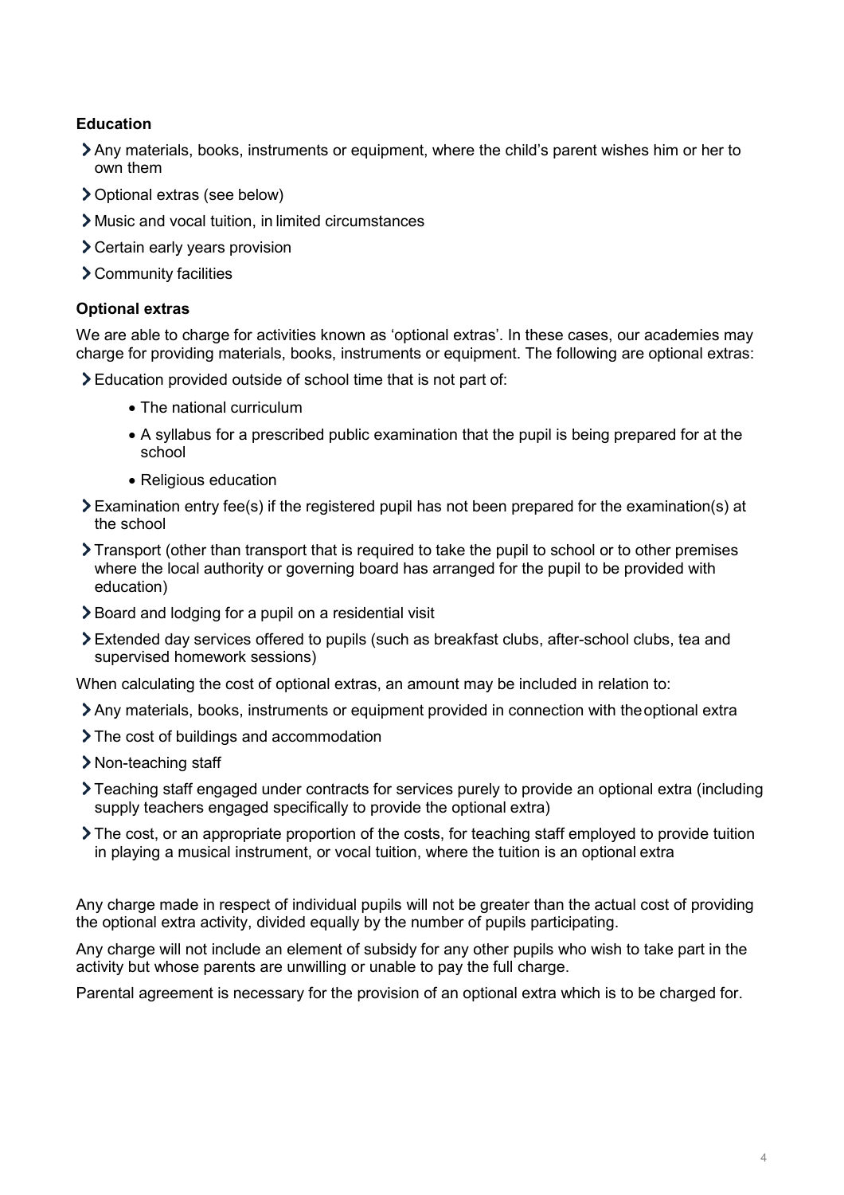**Education**

- Any materials, books, instruments or equipment, where the child's parent wishes him or her to own them
- Optional extras (see below)
- Music and vocal tuition, in limited circumstances
- Certain early years provision
- Community facilities

**Optional extras**

We are able to charge for activities known as 'optional extras'. In these cases, our academies may charge for providing materials, books, instruments or equipment. The following are optional extras:

- Education provided outside of school time that is not part of:
  - The national curriculum
  - A syllabus for a prescribed public examination that the pupil is being prepared for at the school
  - Religious education
- Examination entry fee(s) if the registered pupil has not been prepared for the examination(s) at the school
- Transport (other than transport that is required to take the pupil to school or to other premises where the local authority or governing board has arranged for the pupil to be provided with education)
- Board and lodging for a pupil on a residential visit
- Extended day services offered to pupils (such as breakfast clubs, after-school clubs, tea and supervised homework sessions)

When calculating the cost of optional extras, an amount may be included in relation to:

- Any materials, books, instruments or equipment provided in connection with the optional extra
- The cost of buildings and accommodation
- Non-teaching staff
- Teaching staff engaged under contracts for services purely to provide an optional extra (including supply teachers engaged specifically to provide the optional extra)
- The cost, or an appropriate proportion of the costs, for teaching staff employed to provide tuition in playing a musical instrument, or vocal tuition, where the tuition is an optional extra

Any charge made in respect of individual pupils will not be greater than the actual cost of providing the optional extra activity, divided equally by the number of pupils participating.

Any charge will not include an element of subsidy for any other pupils who wish to take part in the activity but whose parents are unwilling or unable to pay the full charge.

Parental agreement is necessary for the provision of an optional extra which is to be charged for.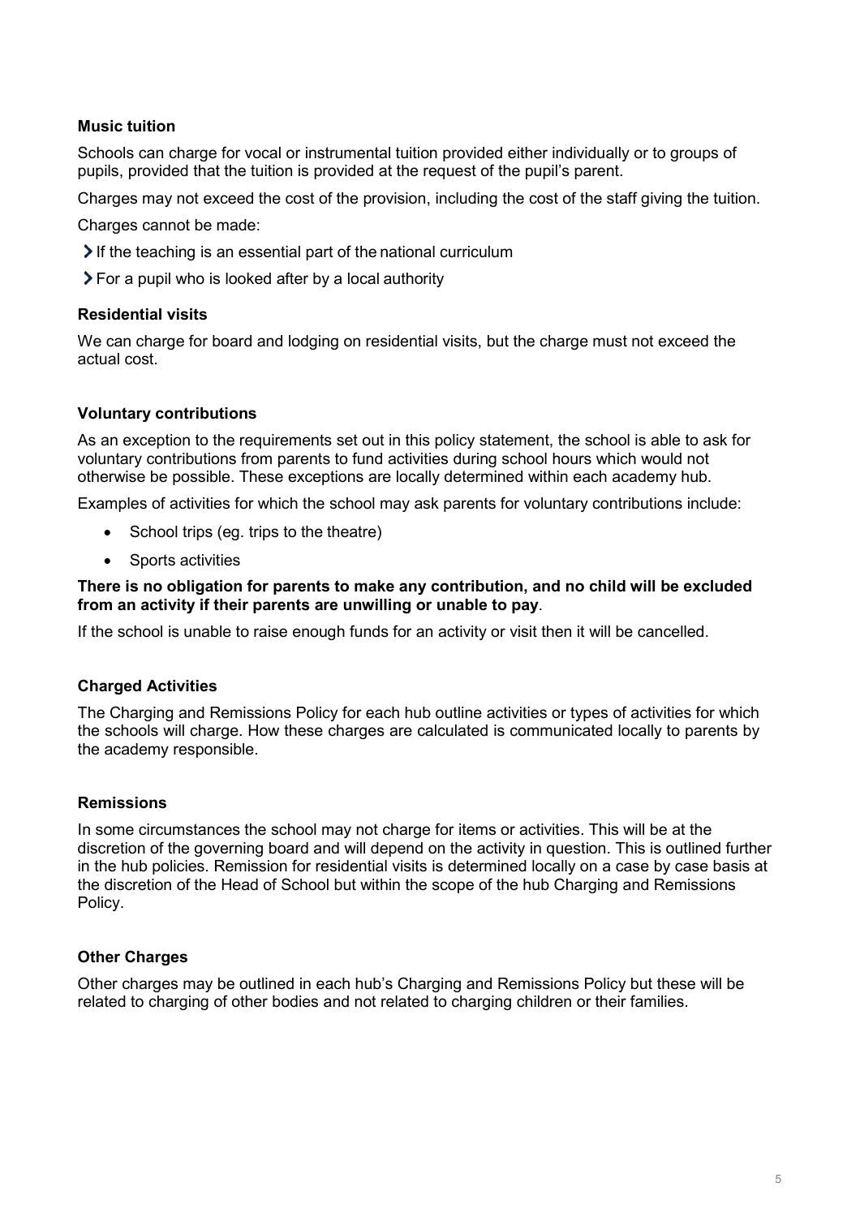### Music tuition

Schools can charge for vocal or instrumental tuition provided either individually or to groups of pupils, provided that the tuition is provided at the request of the pupil's parent.

Charges may not exceed the cost of the provision, including the cost of the staff giving the tuition.

Charges cannot be made:

- If the teaching is an essential part of the national curriculum
- For a pupil who is looked after by a local authority

### Residential visits

We can charge for board and lodging on residential visits, but the charge must not exceed the actual cost.

### Voluntary contributions

As an exception to the requirements set out in this policy statement, the school is able to ask for voluntary contributions from parents to fund activities during school hours which would not otherwise be possible. These exceptions are locally determined within each academy hub.

Examples of activities for which the school may ask parents for voluntary contributions include:

- School trips (eg. trips to the theatre)
- Sports activities

**There is no obligation for parents to make any contribution, and no child will be excluded from an activity if their parents are unwilling or unable to pay**.

If the school is unable to raise enough funds for an activity or visit then it will be cancelled.

### Charged Activities

The Charging and Remissions Policy for each hub outline activities or types of activities for which the schools will charge. How these charges are calculated is communicated locally to parents by the academy responsible.

### Remissions

In some circumstances the school may not charge for items or activities. This will be at the discretion of the governing board and will depend on the activity in question. This is outlined further in the hub policies. Remission for residential visits is determined locally on a case by case basis at the discretion of the Head of School but within the scope of the hub Charging and Remissions Policy.

### Other Charges

Other charges may be outlined in each hub's Charging and Remissions Policy but these will be related to charging of other bodies and not related to charging children or their families.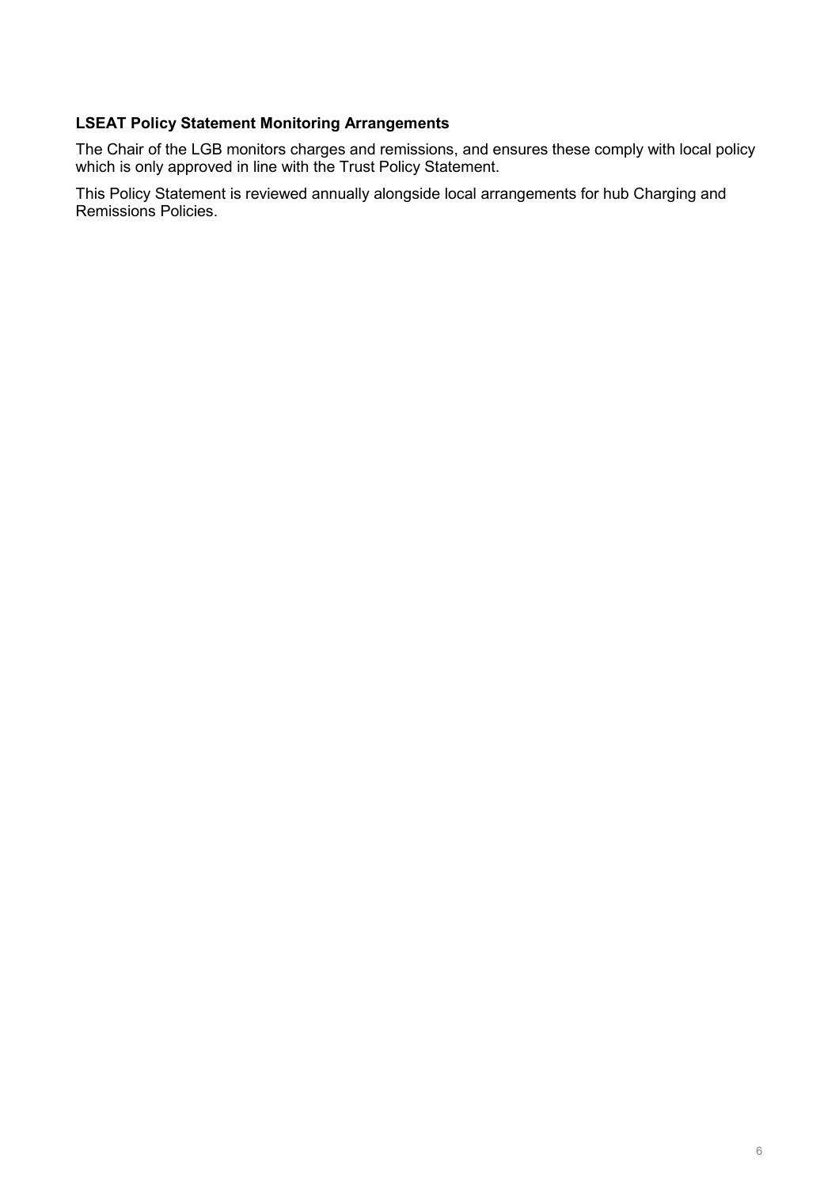**LSEAT Policy Statement Monitoring Arrangements**

The Chair of the LGB monitors charges and remissions, and ensures these comply with local policy which is only approved in line with the Trust Policy Statement.

This Policy Statement is reviewed annually alongside local arrangements for hub Charging and Remissions Policies.